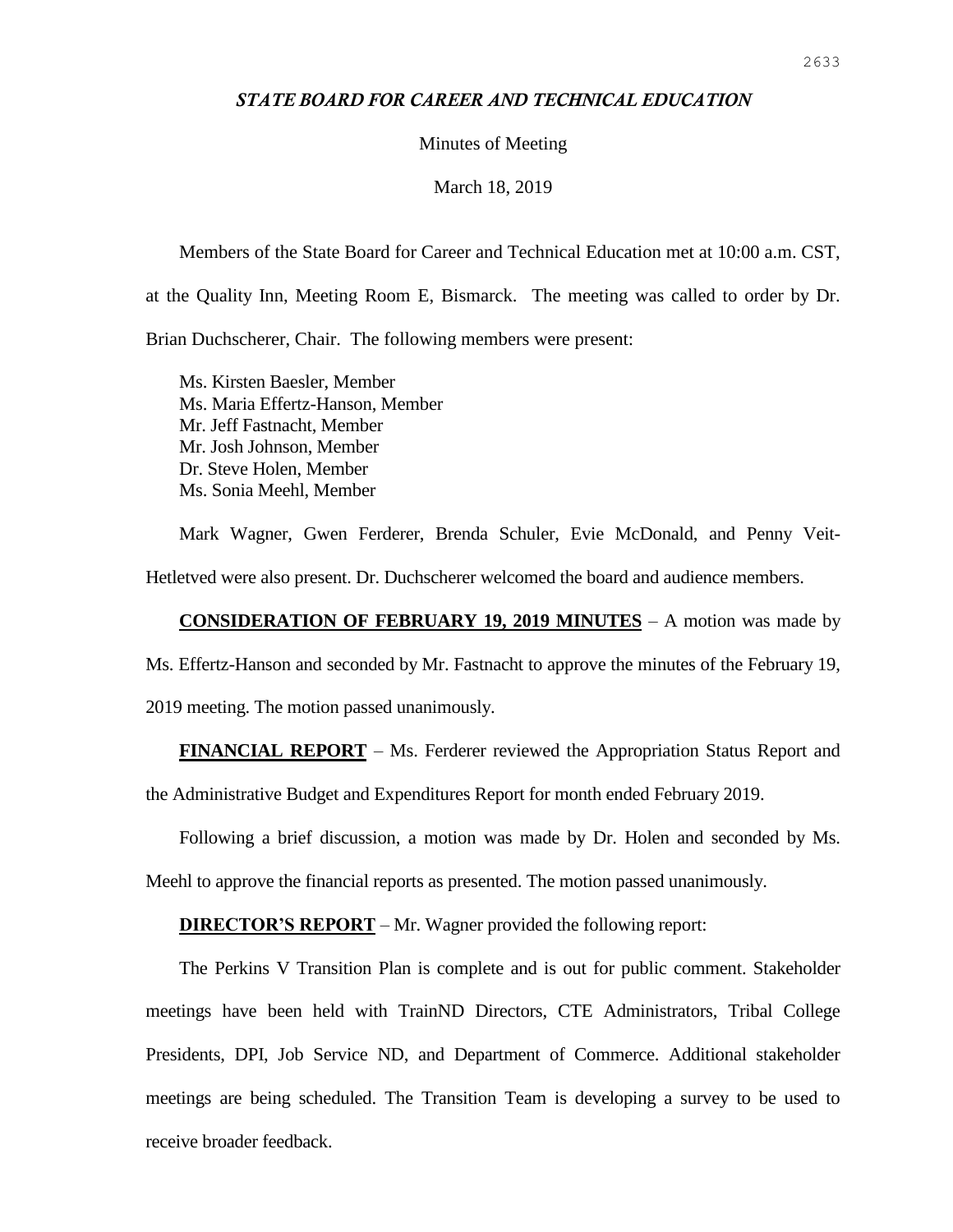# *STATE BOARD FOR CAREER AND TECHNICAL EDUCATION*

Minutes of Meeting

March 18, 2019

Members of the State Board for Career and Technical Education met at 10:00 a.m. CST, at the Quality Inn, Meeting Room E, Bismarck. The meeting was called to order by Dr. Brian Duchscherer, Chair. The following members were present:

Ms. Kirsten Baesler, Member
Ms. Maria Effertz-Hanson, Member
Mr. Jeff Fastnacht, Member
Mr. Josh Johnson, Member
Dr. Steve Holen, Member
Ms. Sonia Meehl, Member

Mark Wagner, Gwen Ferderer, Brenda Schuler, Evie McDonald, and Penny Veit-Hetletved were also present. Dr. Duchscherer welcomed the board and audience members.

**CONSIDERATION OF FEBRUARY 19, 2019 MINUTES** – A motion was made by Ms. Effertz-Hanson and seconded by Mr. Fastnacht to approve the minutes of the February 19, 2019 meeting. The motion passed unanimously.

**FINANCIAL REPORT** – Ms. Ferderer reviewed the Appropriation Status Report and the Administrative Budget and Expenditures Report for month ended February 2019.

Following a brief discussion, a motion was made by Dr. Holen and seconded by Ms. Meehl to approve the financial reports as presented. The motion passed unanimously.

**DIRECTOR'S REPORT** – Mr. Wagner provided the following report:

The Perkins V Transition Plan is complete and is out for public comment. Stakeholder meetings have been held with TrainND Directors, CTE Administrators, Tribal College Presidents, DPI, Job Service ND, and Department of Commerce. Additional stakeholder meetings are being scheduled. The Transition Team is developing a survey to be used to receive broader feedback.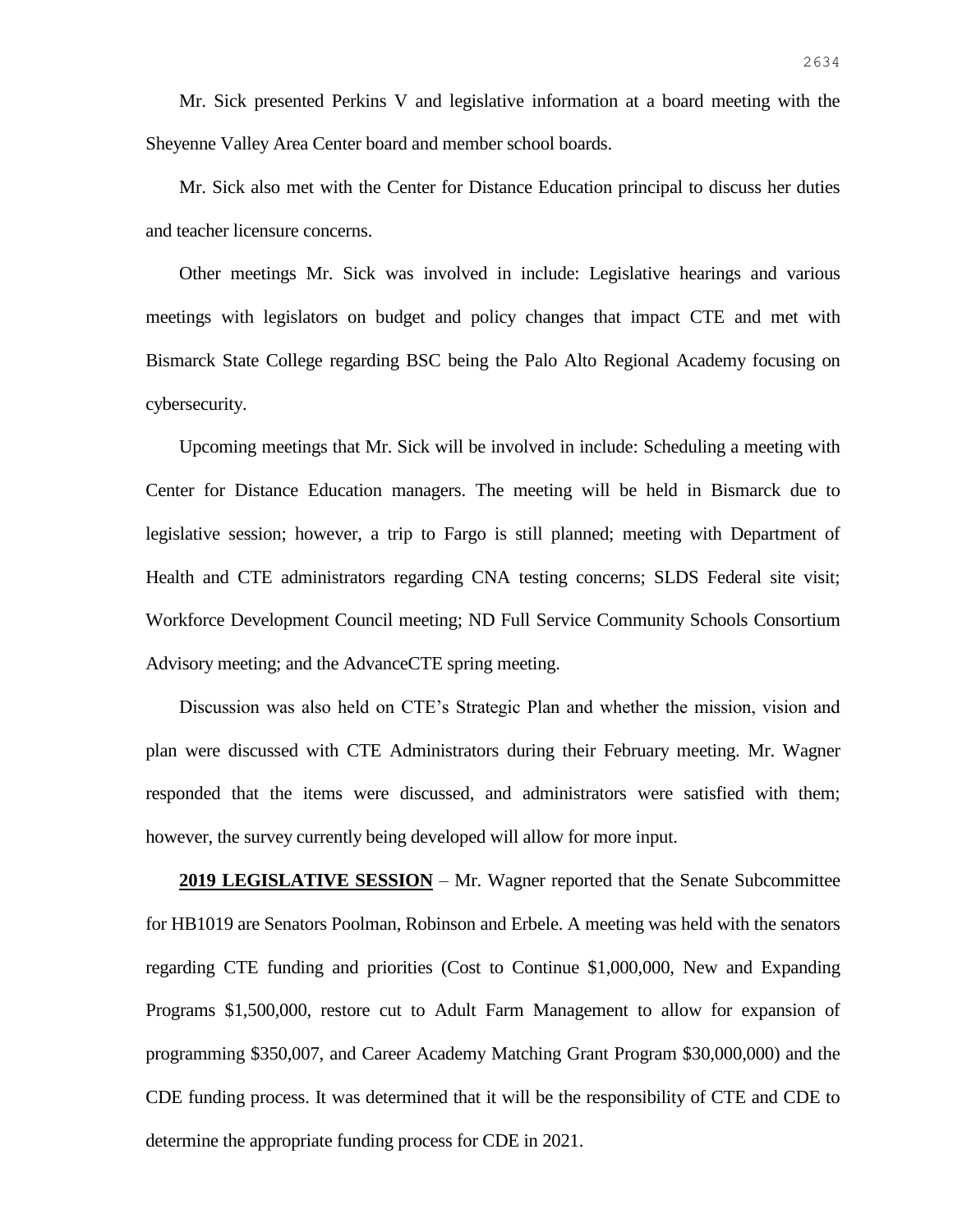Mr. Sick presented Perkins V and legislative information at a board meeting with the Sheyenne Valley Area Center board and member school boards.

Mr. Sick also met with the Center for Distance Education principal to discuss her duties and teacher licensure concerns.

Other meetings Mr. Sick was involved in include: Legislative hearings and various meetings with legislators on budget and policy changes that impact CTE and met with Bismarck State College regarding BSC being the Palo Alto Regional Academy focusing on cybersecurity.

Upcoming meetings that Mr. Sick will be involved in include: Scheduling a meeting with Center for Distance Education managers. The meeting will be held in Bismarck due to legislative session; however, a trip to Fargo is still planned; meeting with Department of Health and CTE administrators regarding CNA testing concerns; SLDS Federal site visit; Workforce Development Council meeting; ND Full Service Community Schools Consortium Advisory meeting; and the AdvanceCTE spring meeting.

Discussion was also held on CTE's Strategic Plan and whether the mission, vision and plan were discussed with CTE Administrators during their February meeting. Mr. Wagner responded that the items were discussed, and administrators were satisfied with them; however, the survey currently being developed will allow for more input.

**2019 LEGISLATIVE SESSION** – Mr. Wagner reported that the Senate Subcommittee for HB1019 are Senators Poolman, Robinson and Erbele. A meeting was held with the senators regarding CTE funding and priorities (Cost to Continue $1,000,000, New and Expanding Programs $1,500,000, restore cut to Adult Farm Management to allow for expansion of programming $350,007, and Career Academy Matching Grant Program $30,000,000) and the CDE funding process. It was determined that it will be the responsibility of CTE and CDE to determine the appropriate funding process for CDE in 2021.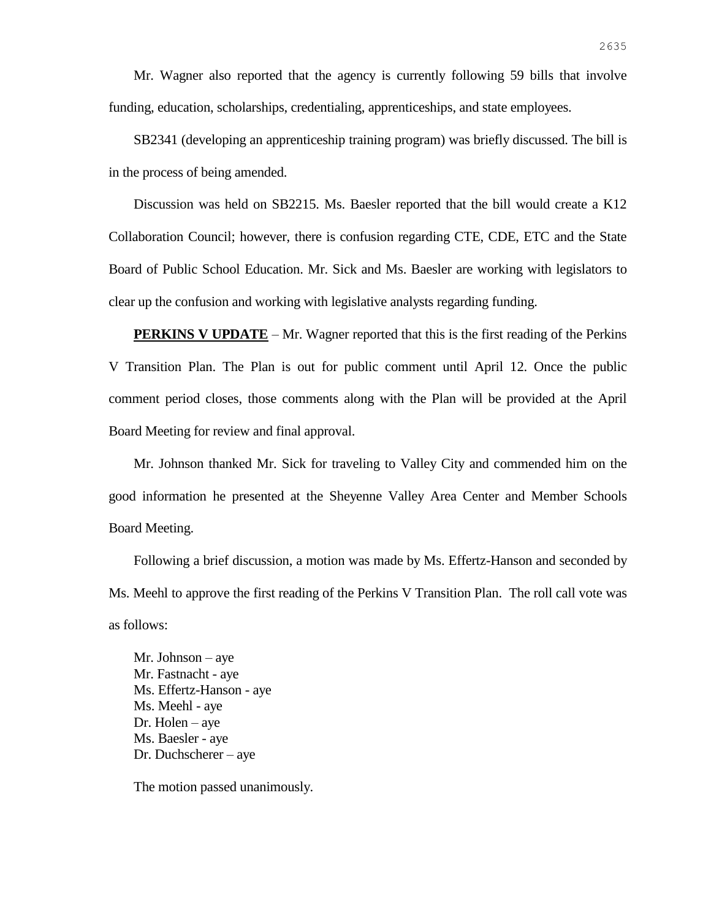Mr. Wagner also reported that the agency is currently following 59 bills that involve funding, education, scholarships, credentialing, apprenticeships, and state employees.

SB2341 (developing an apprenticeship training program) was briefly discussed. The bill is in the process of being amended.

Discussion was held on SB2215. Ms. Baesler reported that the bill would create a K12 Collaboration Council; however, there is confusion regarding CTE, CDE, ETC and the State Board of Public School Education. Mr. Sick and Ms. Baesler are working with legislators to clear up the confusion and working with legislative analysts regarding funding.

**PERKINS V UPDATE** – Mr. Wagner reported that this is the first reading of the Perkins V Transition Plan. The Plan is out for public comment until April 12. Once the public comment period closes, those comments along with the Plan will be provided at the April Board Meeting for review and final approval.

Mr. Johnson thanked Mr. Sick for traveling to Valley City and commended him on the good information he presented at the Sheyenne Valley Area Center and Member Schools Board Meeting.

Following a brief discussion, a motion was made by Ms. Effertz-Hanson and seconded by Ms. Meehl to approve the first reading of the Perkins V Transition Plan. The roll call vote was as follows:

Mr. Johnson – aye
Mr. Fastnacht - aye
Ms. Effertz-Hanson - aye
Ms. Meehl - aye
Dr. Holen – aye
Ms. Baesler - aye
Dr. Duchscherer – aye

The motion passed unanimously.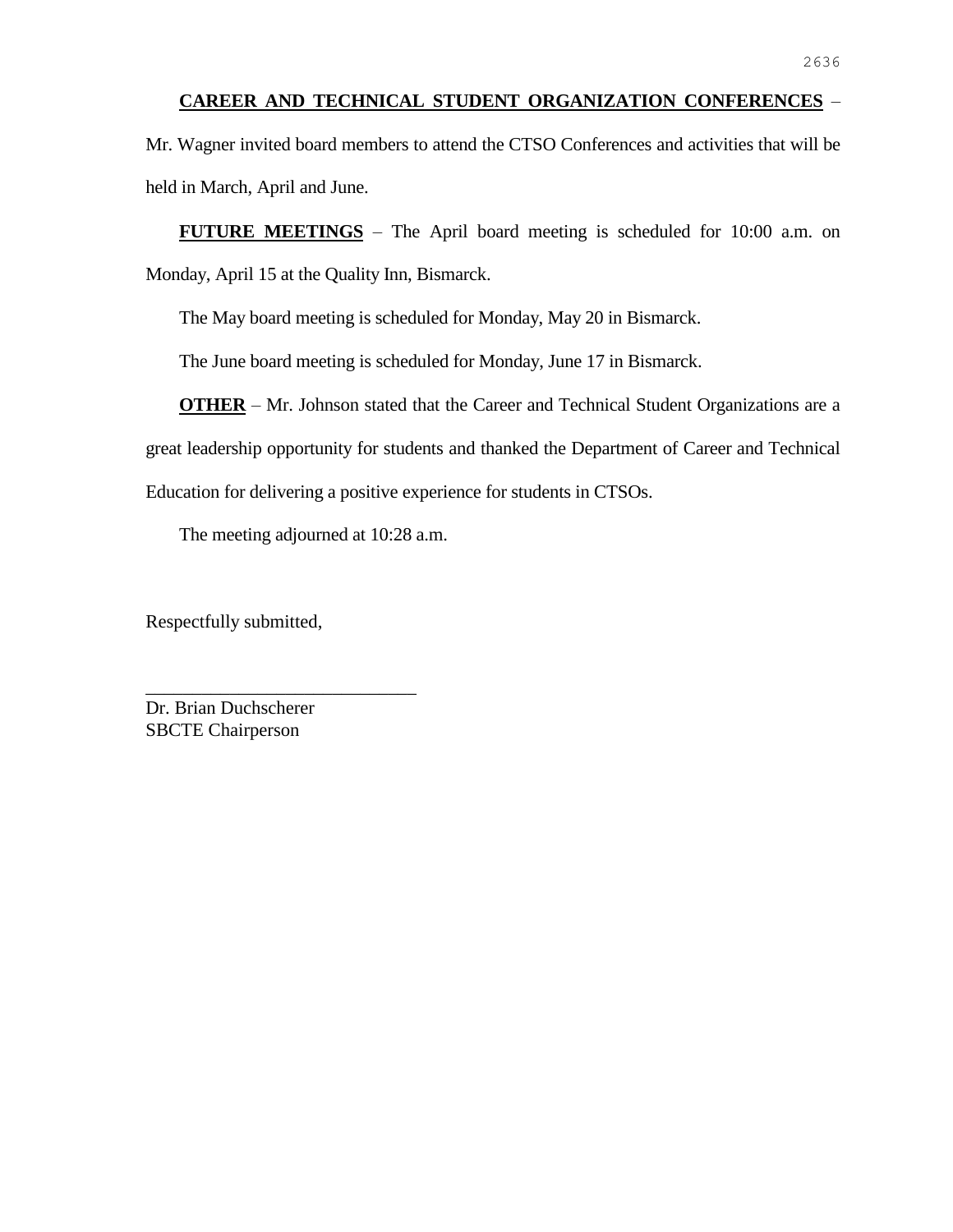**CAREER AND TECHNICAL STUDENT ORGANIZATION CONFERENCES** – Mr. Wagner invited board members to attend the CTSO Conferences and activities that will be held in March, April and June.

**FUTURE MEETINGS** – The April board meeting is scheduled for 10:00 a.m. on Monday, April 15 at the Quality Inn, Bismarck.

The May board meeting is scheduled for Monday, May 20 in Bismarck.

The June board meeting is scheduled for Monday, June 17 in Bismarck.

**OTHER** – Mr. Johnson stated that the Career and Technical Student Organizations are a great leadership opportunity for students and thanked the Department of Career and Technical Education for delivering a positive experience for students in CTSOs.

The meeting adjourned at 10:28 a.m.

Respectfully submitted,

______________________________
Dr. Brian Duchscherer
SBCTE Chairperson